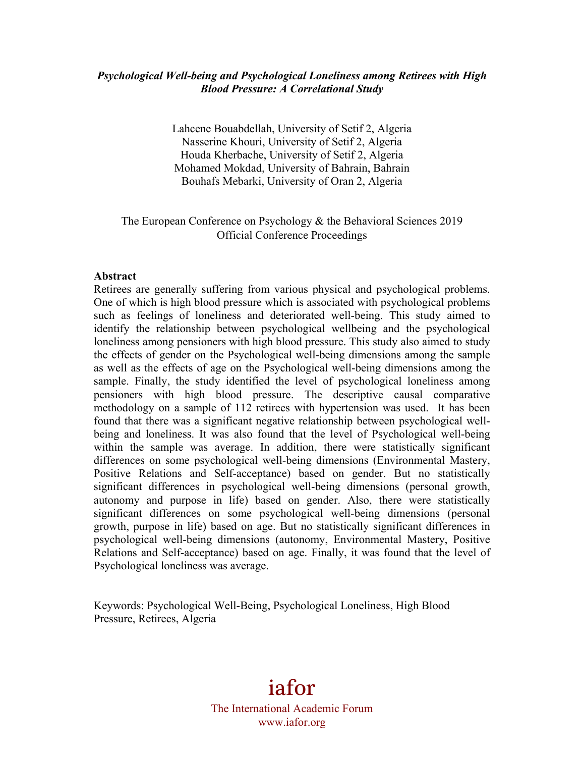***Psychological Well-being and Psychological Loneliness among Retirees with High Blood Pressure: A Correlational Study***

Lahcene Bouabdellah, University of Setif 2, Algeria
Nasserine Khouri, University of Setif 2, Algeria
Houda Kherbache, University of Setif 2, Algeria
Mohamed Mokdad, University of Bahrain, Bahrain
Bouhafs Mebarki, University of Oran 2, Algeria

The European Conference on Psychology & the Behavioral Sciences 2019
Official Conference Proceedings

**Abstract**

Retirees are generally suffering from various physical and psychological problems. One of which is high blood pressure which is associated with psychological problems such as feelings of loneliness and deteriorated well-being. This study aimed to identify the relationship between psychological wellbeing and the psychological loneliness among pensioners with high blood pressure. This study also aimed to study the effects of gender on the Psychological well-being dimensions among the sample as well as the effects of age on the Psychological well-being dimensions among the sample. Finally, the study identified the level of psychological loneliness among pensioners with high blood pressure. The descriptive causal comparative methodology on a sample of 112 retirees with hypertension was used. It has been found that there was a significant negative relationship between psychological well-being and loneliness. It was also found that the level of Psychological well-being within the sample was average. In addition, there were statistically significant differences on some psychological well-being dimensions (Environmental Mastery, Positive Relations and Self-acceptance) based on gender. But no statistically significant differences in psychological well-being dimensions (personal growth, autonomy and purpose in life) based on gender. Also, there were statistically significant differences on some psychological well-being dimensions (personal growth, purpose in life) based on age. But no statistically significant differences in psychological well-being dimensions (autonomy, Environmental Mastery, Positive Relations and Self-acceptance) based on age. Finally, it was found that the level of Psychological loneliness was average.

Keywords: Psychological Well-Being, Psychological Loneliness, High Blood Pressure, Retirees, Algeria

iafor
The International Academic Forum
www.iafor.org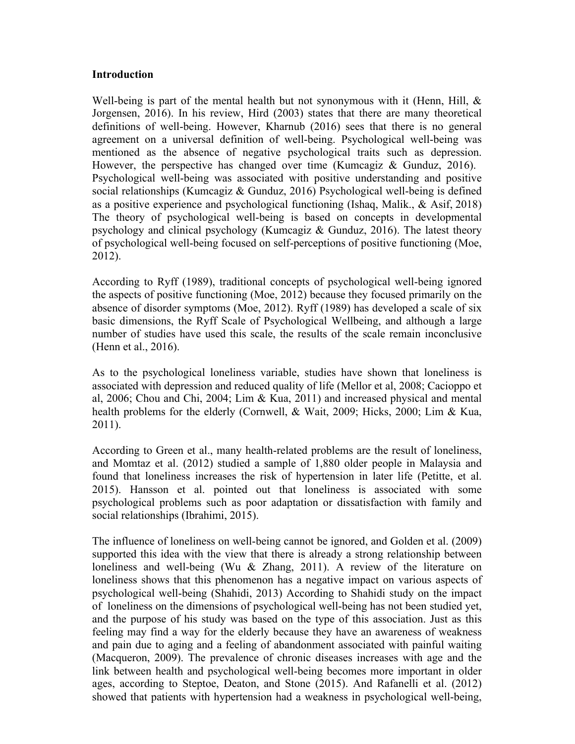## Introduction

Well-being is part of the mental health but not synonymous with it (Henn, Hill, & Jorgensen, 2016). In his review, Hird (2003) states that there are many theoretical definitions of well-being. However, Kharnub (2016) sees that there is no general agreement on a universal definition of well-being. Psychological well-being was mentioned as the absence of negative psychological traits such as depression. However, the perspective has changed over time (Kumcagiz & Gunduz, 2016). Psychological well-being was associated with positive understanding and positive social relationships (Kumcagiz & Gunduz, 2016) Psychological well-being is defined as a positive experience and psychological functioning (Ishaq, Malik., & Asif, 2018) The theory of psychological well-being is based on concepts in developmental psychology and clinical psychology (Kumcagiz & Gunduz, 2016). The latest theory of psychological well-being focused on self-perceptions of positive functioning (Moe, 2012).

According to Ryff (1989), traditional concepts of psychological well-being ignored the aspects of positive functioning (Moe, 2012) because they focused primarily on the absence of disorder symptoms (Moe, 2012). Ryff (1989) has developed a scale of six basic dimensions, the Ryff Scale of Psychological Wellbeing, and although a large number of studies have used this scale, the results of the scale remain inconclusive (Henn et al., 2016).

As to the psychological loneliness variable, studies have shown that loneliness is associated with depression and reduced quality of life (Mellor et al, 2008; Cacioppo et al, 2006; Chou and Chi, 2004; Lim & Kua, 2011) and increased physical and mental health problems for the elderly (Cornwell, & Wait, 2009; Hicks, 2000; Lim & Kua, 2011).

According to Green et al., many health-related problems are the result of loneliness, and Momtaz et al. (2012) studied a sample of 1,880 older people in Malaysia and found that loneliness increases the risk of hypertension in later life (Petitte, et al. 2015). Hansson et al. pointed out that loneliness is associated with some psychological problems such as poor adaptation or dissatisfaction with family and social relationships (Ibrahimi, 2015).

The influence of loneliness on well-being cannot be ignored, and Golden et al. (2009) supported this idea with the view that there is already a strong relationship between loneliness and well-being (Wu & Zhang, 2011). A review of the literature on loneliness shows that this phenomenon has a negative impact on various aspects of psychological well-being (Shahidi, 2013) According to Shahidi study on the impact of loneliness on the dimensions of psychological well-being has not been studied yet, and the purpose of his study was based on the type of this association. Just as this feeling may find a way for the elderly because they have an awareness of weakness and pain due to aging and a feeling of abandonment associated with painful waiting (Macqueron, 2009). The prevalence of chronic diseases increases with age and the link between health and psychological well-being becomes more important in older ages, according to Steptoe, Deaton, and Stone (2015). And Rafanelli et al. (2012) showed that patients with hypertension had a weakness in psychological well-being,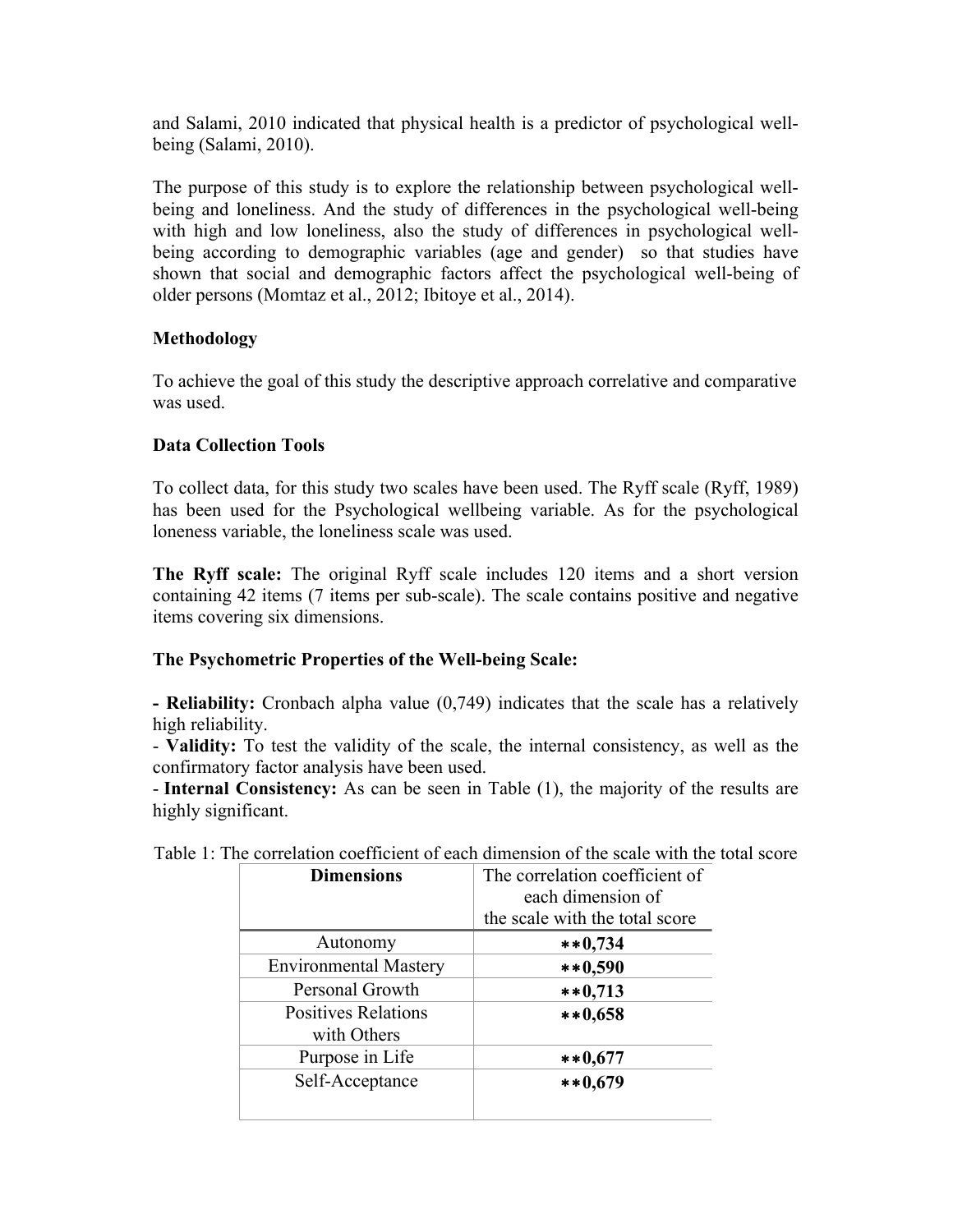and Salami, 2010 indicated that physical health is a predictor of psychological well-being (Salami, 2010).

The purpose of this study is to explore the relationship between psychological well-being and loneliness. And the study of differences in the psychological well-being with high and low loneliness, also the study of differences in psychological well-being according to demographic variables (age and gender) so that studies have shown that social and demographic factors affect the psychological well-being of older persons (Momtaz et al., 2012; Ibitoye et al., 2014).

## Methodology

To achieve the goal of this study the descriptive approach correlative and comparative was used.

## Data Collection Tools

To collect data, for this study two scales have been used. The Ryff scale (Ryff, 1989) has been used for the Psychological wellbeing variable. As for the psychological loneness variable, the loneliness scale was used.

**The Ryff scale:** The original Ryff scale includes 120 items and a short version containing 42 items (7 items per sub-scale). The scale contains positive and negative items covering six dimensions.

## The Psychometric Properties of the Well-being Scale:

**- Reliability:** Cronbach alpha value (0,749) indicates that the scale has a relatively high reliability.

- **Validity:** To test the validity of the scale, the internal consistency, as well as the confirmatory factor analysis have been used.

- **Internal Consistency:** As can be seen in Table (1), the majority of the results are highly significant.

Table 1: The correlation coefficient of each dimension of the scale with the total score

| **Dimensions** | The correlation coefficient of each dimension of the scale with the total score |
|---|---|
| Autonomy | **\*\*0,734** |
| Environmental Mastery | **\*\*0,590** |
| Personal Growth | **\*\*0,713** |
| Positives Relations with Others | **\*\*0,658** |
| Purpose in Life | **\*\*0,677** |
| Self-Acceptance | **\*\*0,679** |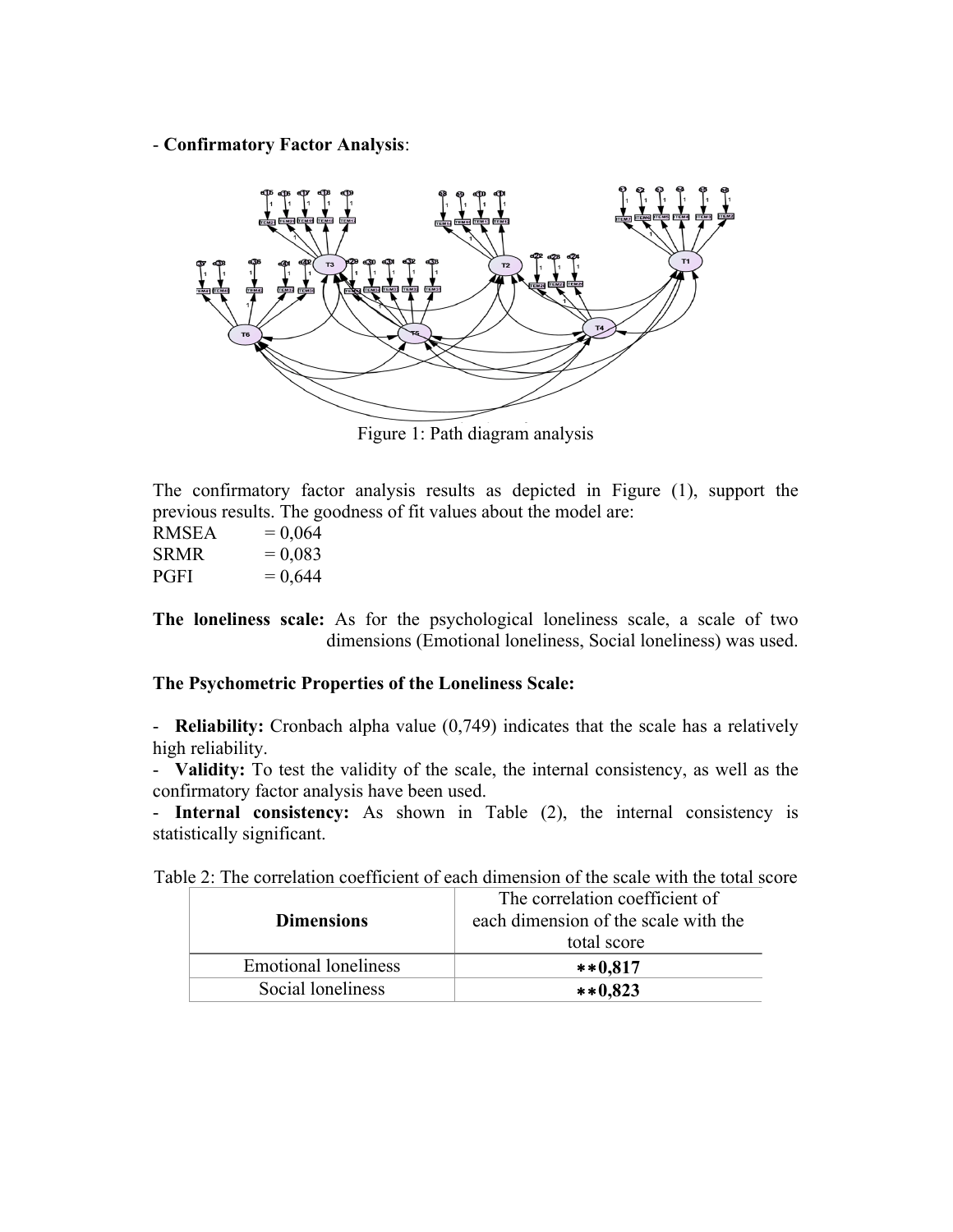- **Confirmatory Factor Analysis**:

Figure 1: Path diagram analysis

The confirmatory factor analysis results as depicted in Figure (1), support the previous results. The goodness of fit values about the model are:

RMSEA = 0,064
SRMR = 0,083
PGFI = 0,644

**The loneliness scale:** As for the psychological loneliness scale, a scale of two dimensions (Emotional loneliness, Social loneliness) was used.

**The Psychometric Properties of the Loneliness Scale:**

- **Reliability:** Cronbach alpha value (0,749) indicates that the scale has a relatively high reliability.
- **Validity:** To test the validity of the scale, the internal consistency, as well as the confirmatory factor analysis have been used.
- **Internal consistency:** As shown in Table (2), the internal consistency is statistically significant.

Table 2: The correlation coefficient of each dimension of the scale with the total score

| Dimensions | The correlation coefficient of each dimension of the scale with the total score |
|---|---|
| Emotional loneliness | **\*\*0,817** |
| Social loneliness | **\*\*0,823** |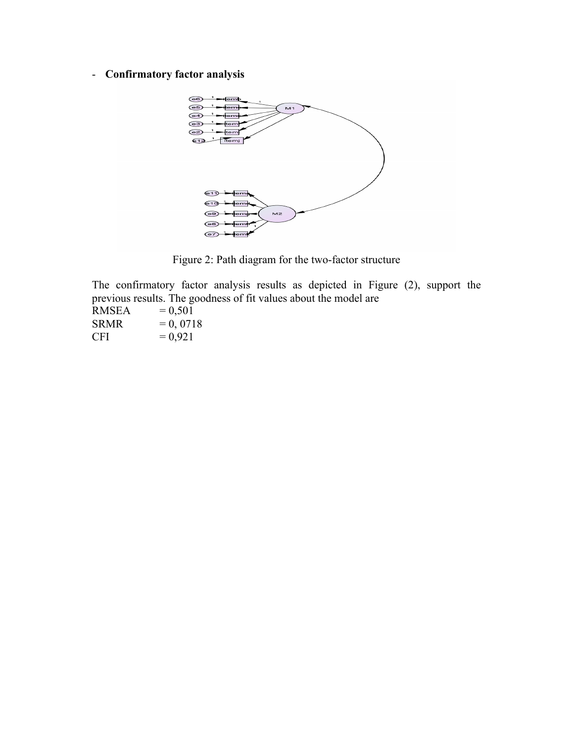- **Confirmatory factor analysis**

Figure 2: Path diagram for the two-factor structure

The confirmatory factor analysis results as depicted in Figure (2), support the previous results. The goodness of fit values about the model are

RMSEA = 0,501
SRMR = 0, 0718
CFI = 0,921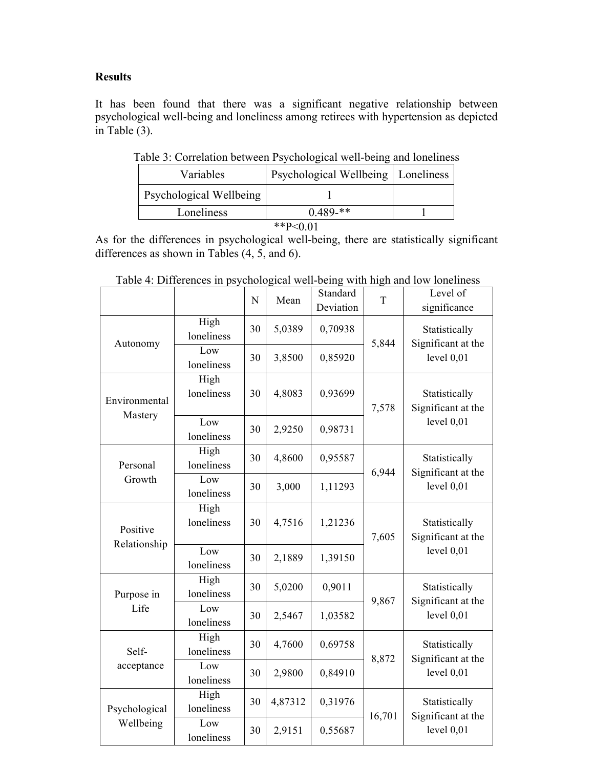**Results**

It has been found that there was a significant negative relationship between psychological well-being and loneliness among retirees with hypertension as depicted in Table (3).

Table 3: Correlation between Psychological well-being and loneliness

| Variables | Psychological Wellbeing | Loneliness |
|---|---|---|
| Psychological Wellbeing | 1 | |
| Loneliness | 0.489-** | 1 |

**P<0.01

As for the differences in psychological well-being, there are statistically significant differences as shown in Tables (4, 5, and 6).

Table 4: Differences in psychological well-being with high and low loneliness

| | | N | Mean | Standard Deviation | T | Level of significance |
|---|---|---|---|---|---|---|
| Autonomy | High loneliness | 30 | 5,0389 | 0,70938 | 5,844 | Statistically Significant at the level 0,01 |
| | Low loneliness | 30 | 3,8500 | 0,85920 | | |
| Environmental Mastery | High loneliness | 30 | 4,8083 | 0,93699 | 7,578 | Statistically Significant at the level 0,01 |
| | Low loneliness | 30 | 2,9250 | 0,98731 | | |
| Personal Growth | High loneliness | 30 | 4,8600 | 0,95587 | 6,944 | Statistically Significant at the level 0,01 |
| | Low loneliness | 30 | 3,000 | 1,11293 | | |
| Positive Relationship | High loneliness | 30 | 4,7516 | 1,21236 | 7,605 | Statistically Significant at the level 0,01 |
| | Low loneliness | 30 | 2,1889 | 1,39150 | | |
| Purpose in Life | High loneliness | 30 | 5,0200 | 0,9011 | 9,867 | Statistically Significant at the level 0,01 |
| | Low loneliness | 30 | 2,5467 | 1,03582 | | |
| Self-acceptance | High loneliness | 30 | 4,7600 | 0,69758 | 8,872 | Statistically Significant at the level 0,01 |
| | Low loneliness | 30 | 2,9800 | 0,84910 | | |
| Psychological Wellbeing | High loneliness | 30 | 4,87312 | 0,31976 | 16,701 | Statistically Significant at the level 0,01 |
| | Low loneliness | 30 | 2,9151 | 0,55687 | | |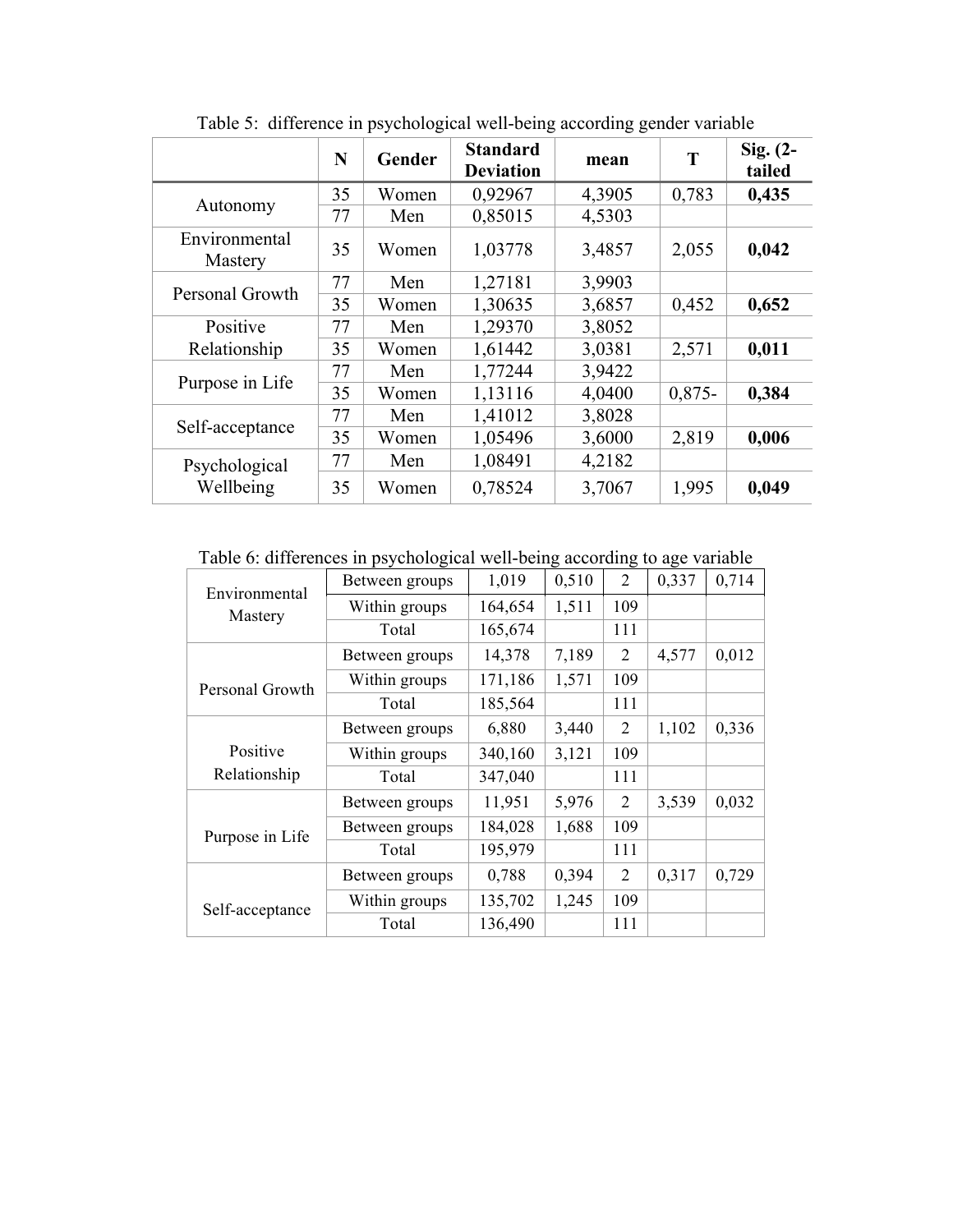Table 5: difference in psychological well-being according gender variable

| | N | Gender | Standard Deviation | mean | T | Sig. (2-tailed |
|---|---|---|---|---|---|---|
| Autonomy | 35 | Women | 0,92967 | 4,3905 | 0,783 | **0,435** |
| | 77 | Men | 0,85015 | 4,5303 | | |
| Environmental Mastery | 35 | Women | 1,03778 | 3,4857 | 2,055 | **0,042** |
| Personal Growth | 77 | Men | 1,27181 | 3,9903 | | |
| | 35 | Women | 1,30635 | 3,6857 | 0,452 | **0,652** |
| Positive Relationship | 77 | Men | 1,29370 | 3,8052 | | |
| | 35 | Women | 1,61442 | 3,0381 | 2,571 | **0,011** |
| Purpose in Life | 77 | Men | 1,77244 | 3,9422 | | |
| | 35 | Women | 1,13116 | 4,0400 | 0,875- | **0,384** |
| Self-acceptance | 77 | Men | 1,41012 | 3,8028 | | |
| | 35 | Women | 1,05496 | 3,6000 | 2,819 | **0,006** |
| Psychological Wellbeing | 77 | Men | 1,08491 | 4,2182 | | |
| | 35 | Women | 0,78524 | 3,7067 | 1,995 | **0,049** |

Table 6: differences in psychological well-being according to age variable

| | | | | | | |
|---|---|---|---|---|---|---|
| Environmental Mastery | Between groups | 1,019 | 0,510 | 2 | 0,337 | 0,714 |
| | Within groups | 164,654 | 1,511 | 109 | | |
| | Total | 165,674 | | 111 | | |
| Personal Growth | Between groups | 14,378 | 7,189 | 2 | 4,577 | 0,012 |
| | Within groups | 171,186 | 1,571 | 109 | | |
| | Total | 185,564 | | 111 | | |
| Positive Relationship | Between groups | 6,880 | 3,440 | 2 | 1,102 | 0,336 |
| | Within groups | 340,160 | 3,121 | 109 | | |
| | Total | 347,040 | | 111 | | |
| Purpose in Life | Between groups | 11,951 | 5,976 | 2 | 3,539 | 0,032 |
| | Between groups | 184,028 | 1,688 | 109 | | |
| | Total | 195,979 | | 111 | | |
| Self-acceptance | Between groups | 0,788 | 0,394 | 2 | 0,317 | 0,729 |
| | Within groups | 135,702 | 1,245 | 109 | | |
| | Total | 136,490 | | 111 | | |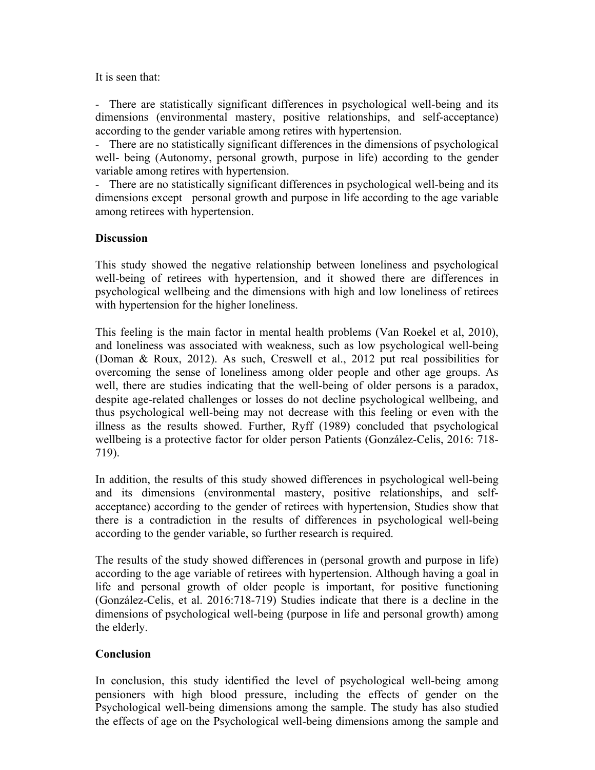It is seen that:

- There are statistically significant differences in psychological well-being and its dimensions (environmental mastery, positive relationships, and self-acceptance) according to the gender variable among retires with hypertension.
- There are no statistically significant differences in the dimensions of psychological well- being (Autonomy, personal growth, purpose in life) according to the gender variable among retires with hypertension.
- There are no statistically significant differences in psychological well-being and its dimensions except personal growth and purpose in life according to the age variable among retirees with hypertension.

## Discussion

This study showed the negative relationship between loneliness and psychological well-being of retirees with hypertension, and it showed there are differences in psychological wellbeing and the dimensions with high and low loneliness of retirees with hypertension for the higher loneliness.

This feeling is the main factor in mental health problems (Van Roekel et al, 2010), and loneliness was associated with weakness, such as low psychological well-being (Doman & Roux, 2012). As such, Creswell et al., 2012 put real possibilities for overcoming the sense of loneliness among older people and other age groups. As well, there are studies indicating that the well-being of older persons is a paradox, despite age-related challenges or losses do not decline psychological wellbeing, and thus psychological well-being may not decrease with this feeling or even with the illness as the results showed. Further, Ryff (1989) concluded that psychological wellbeing is a protective factor for older person Patients (González-Celis, 2016: 718-719).

In addition, the results of this study showed differences in psychological well-being and its dimensions (environmental mastery, positive relationships, and self-acceptance) according to the gender of retirees with hypertension, Studies show that there is a contradiction in the results of differences in psychological well-being according to the gender variable, so further research is required.

The results of the study showed differences in (personal growth and purpose in life) according to the age variable of retirees with hypertension. Although having a goal in life and personal growth of older people is important, for positive functioning (González-Celis, et al. 2016:718-719) Studies indicate that there is a decline in the dimensions of psychological well-being (purpose in life and personal growth) among the elderly.

## Conclusion

In conclusion, this study identified the level of psychological well-being among pensioners with high blood pressure, including the effects of gender on the Psychological well-being dimensions among the sample. The study has also studied the effects of age on the Psychological well-being dimensions among the sample and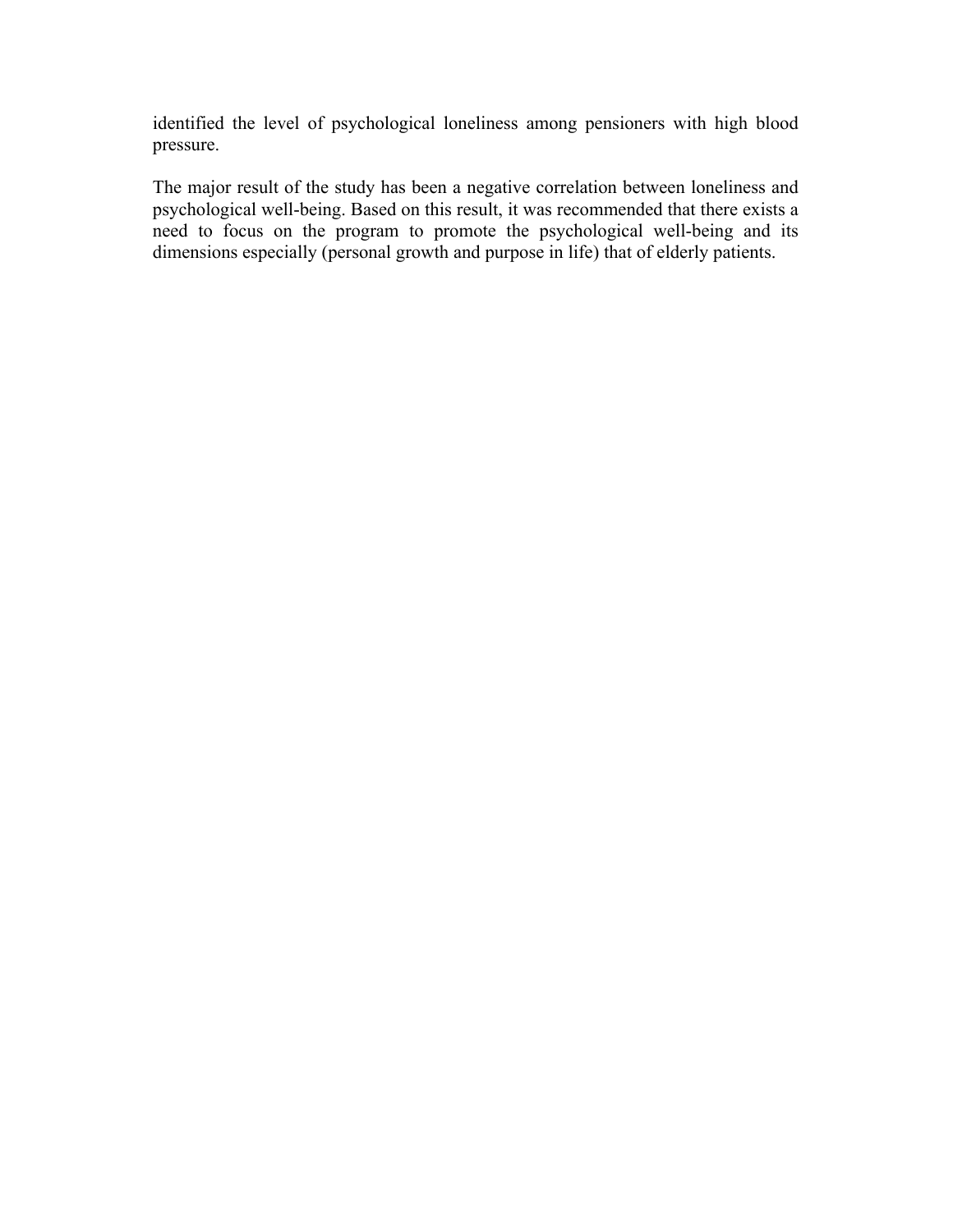identified the level of psychological loneliness among pensioners with high blood pressure.

The major result of the study has been a negative correlation between loneliness and psychological well-being. Based on this result, it was recommended that there exists a need to focus on the program to promote the psychological well-being and its dimensions especially (personal growth and purpose in life) that of elderly patients.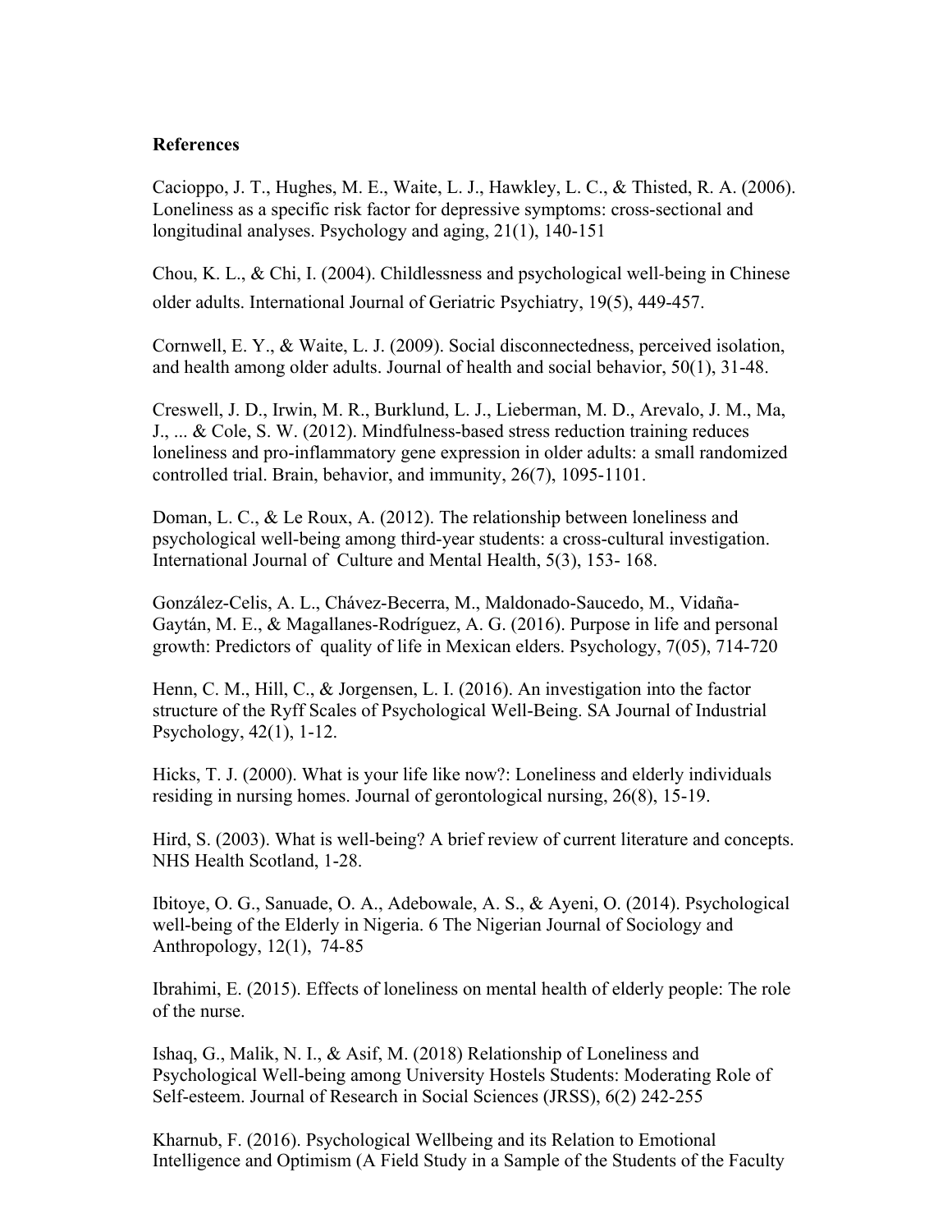**References**

Cacioppo, J. T., Hughes, M. E., Waite, L. J., Hawkley, L. C., & Thisted, R. A. (2006). Loneliness as a specific risk factor for depressive symptoms: cross-sectional and longitudinal analyses. Psychology and aging, 21(1), 140-151

Chou, K. L., & Chi, I. (2004). Childlessness and psychological well-being in Chinese older adults. International Journal of Geriatric Psychiatry, 19(5), 449-457.

Cornwell, E. Y., & Waite, L. J. (2009). Social disconnectedness, perceived isolation, and health among older adults. Journal of health and social behavior, 50(1), 31-48.

Creswell, J. D., Irwin, M. R., Burklund, L. J., Lieberman, M. D., Arevalo, J. M., Ma, J., ... & Cole, S. W. (2012). Mindfulness-based stress reduction training reduces loneliness and pro-inflammatory gene expression in older adults: a small randomized controlled trial. Brain, behavior, and immunity, 26(7), 1095-1101.

Doman, L. C., & Le Roux, A. (2012). The relationship between loneliness and psychological well-being among third-year students: a cross-cultural investigation. International Journal of Culture and Mental Health, 5(3), 153- 168.

González-Celis, A. L., Chávez-Becerra, M., Maldonado-Saucedo, M., Vidaña-Gaytán, M. E., & Magallanes-Rodríguez, A. G. (2016). Purpose in life and personal growth: Predictors of quality of life in Mexican elders. Psychology, 7(05), 714-720

Henn, C. M., Hill, C., & Jorgensen, L. I. (2016). An investigation into the factor structure of the Ryff Scales of Psychological Well-Being. SA Journal of Industrial Psychology, 42(1), 1-12.

Hicks, T. J. (2000). What is your life like now?: Loneliness and elderly individuals residing in nursing homes. Journal of gerontological nursing, 26(8), 15-19.

Hird, S. (2003). What is well-being? A brief review of current literature and concepts. NHS Health Scotland, 1-28.

Ibitoye, O. G., Sanuade, O. A., Adebowale, A. S., & Ayeni, O. (2014). Psychological well-being of the Elderly in Nigeria. 6 The Nigerian Journal of Sociology and Anthropology, 12(1), 74-85

Ibrahimi, E. (2015). Effects of loneliness on mental health of elderly people: The role of the nurse.

Ishaq, G., Malik, N. I., & Asif, M. (2018) Relationship of Loneliness and Psychological Well-being among University Hostels Students: Moderating Role of Self-esteem. Journal of Research in Social Sciences (JRSS), 6(2) 242-255

Kharnub, F. (2016). Psychological Wellbeing and its Relation to Emotional Intelligence and Optimism (A Field Study in a Sample of the Students of the Faculty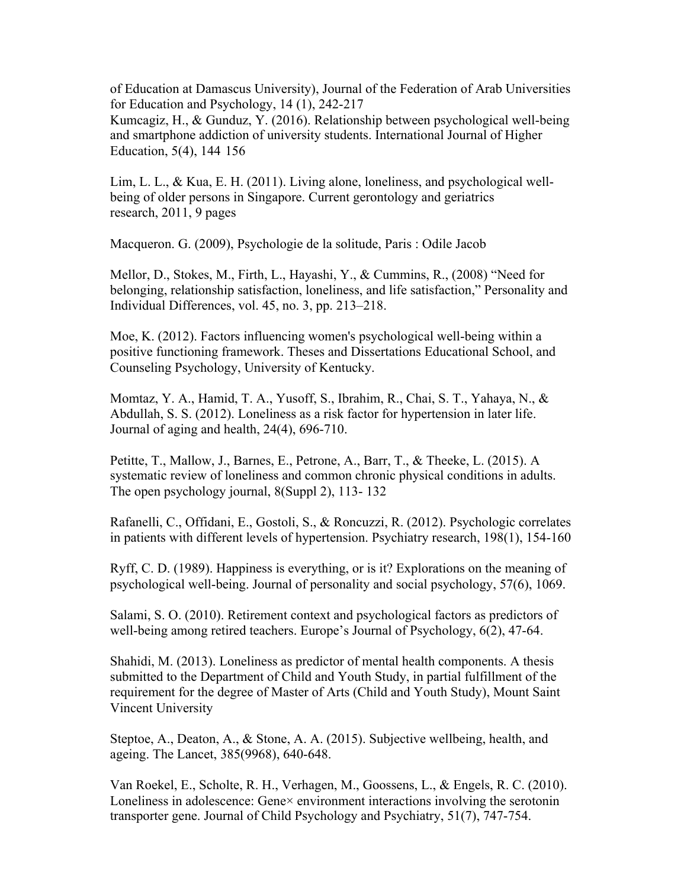of Education at Damascus University), Journal of the Federation of Arab Universities for Education and Psychology, 14 (1), 242-217

Kumcagiz, H., & Gunduz, Y. (2016). Relationship between psychological well-being and smartphone addiction of university students. International Journal of Higher Education, 5(4), 144 156

Lim, L. L., & Kua, E. H. (2011). Living alone, loneliness, and psychological well-being of older persons in Singapore. Current gerontology and geriatrics research, 2011, 9 pages

Macqueron. G. (2009), Psychologie de la solitude, Paris : Odile Jacob

Mellor, D., Stokes, M., Firth, L., Hayashi, Y., & Cummins, R., (2008) "Need for belonging, relationship satisfaction, loneliness, and life satisfaction," Personality and Individual Differences, vol. 45, no. 3, pp. 213–218.

Moe, K. (2012). Factors influencing women's psychological well-being within a positive functioning framework. Theses and Dissertations Educational School, and Counseling Psychology, University of Kentucky.

Momtaz, Y. A., Hamid, T. A., Yusoff, S., Ibrahim, R., Chai, S. T., Yahaya, N., & Abdullah, S. S. (2012). Loneliness as a risk factor for hypertension in later life. Journal of aging and health, 24(4), 696-710.

Petitte, T., Mallow, J., Barnes, E., Petrone, A., Barr, T., & Theeke, L. (2015). A systematic review of loneliness and common chronic physical conditions in adults. The open psychology journal, 8(Suppl 2), 113- 132

Rafanelli, C., Offidani, E., Gostoli, S., & Roncuzzi, R. (2012). Psychologic correlates in patients with different levels of hypertension. Psychiatry research, 198(1), 154-160

Ryff, C. D. (1989). Happiness is everything, or is it? Explorations on the meaning of psychological well-being. Journal of personality and social psychology, 57(6), 1069.

Salami, S. O. (2010). Retirement context and psychological factors as predictors of well-being among retired teachers. Europe's Journal of Psychology, 6(2), 47-64.

Shahidi, M. (2013). Loneliness as predictor of mental health components. A thesis submitted to the Department of Child and Youth Study, in partial fulfillment of the requirement for the degree of Master of Arts (Child and Youth Study), Mount Saint Vincent University

Steptoe, A., Deaton, A., & Stone, A. A. (2015). Subjective wellbeing, health, and ageing. The Lancet, 385(9968), 640-648.

Van Roekel, E., Scholte, R. H., Verhagen, M., Goossens, L., & Engels, R. C. (2010). Loneliness in adolescence: Gene× environment interactions involving the serotonin transporter gene. Journal of Child Psychology and Psychiatry, 51(7), 747-754.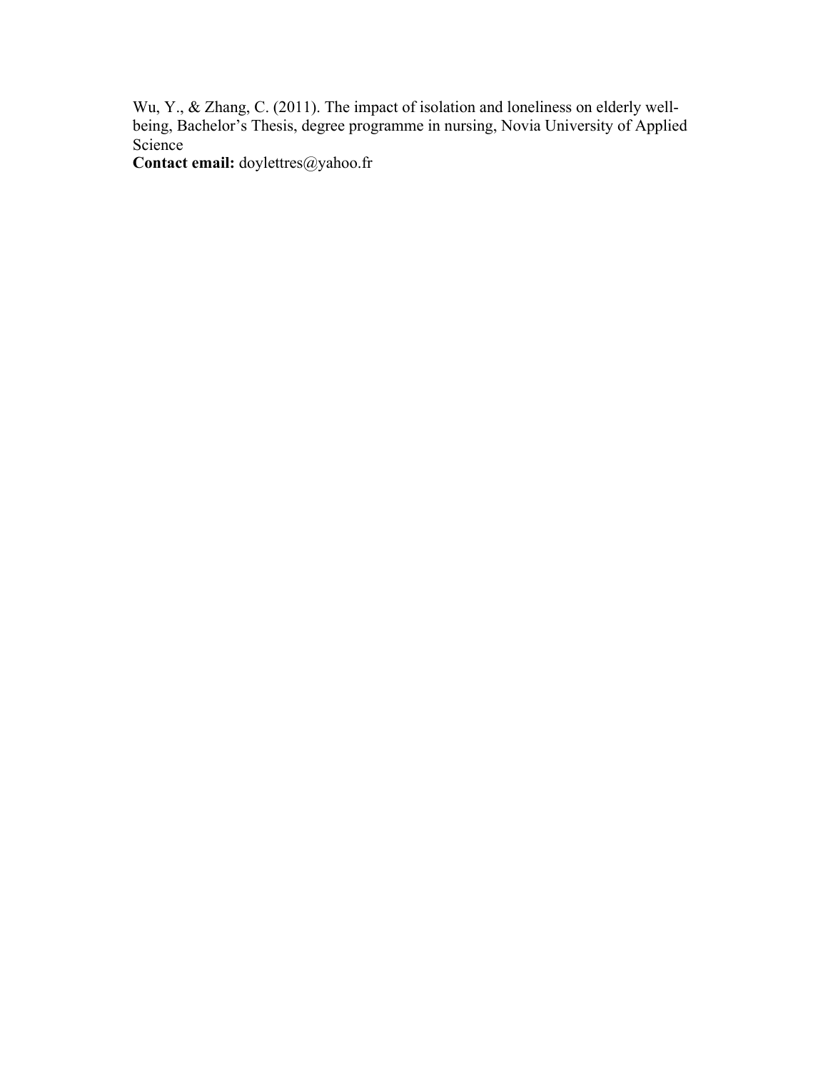Wu, Y., & Zhang, C. (2011). The impact of isolation and loneliness on elderly well-being, Bachelor's Thesis, degree programme in nursing, Novia University of Applied Science

**Contact email:** doylettres@yahoo.fr